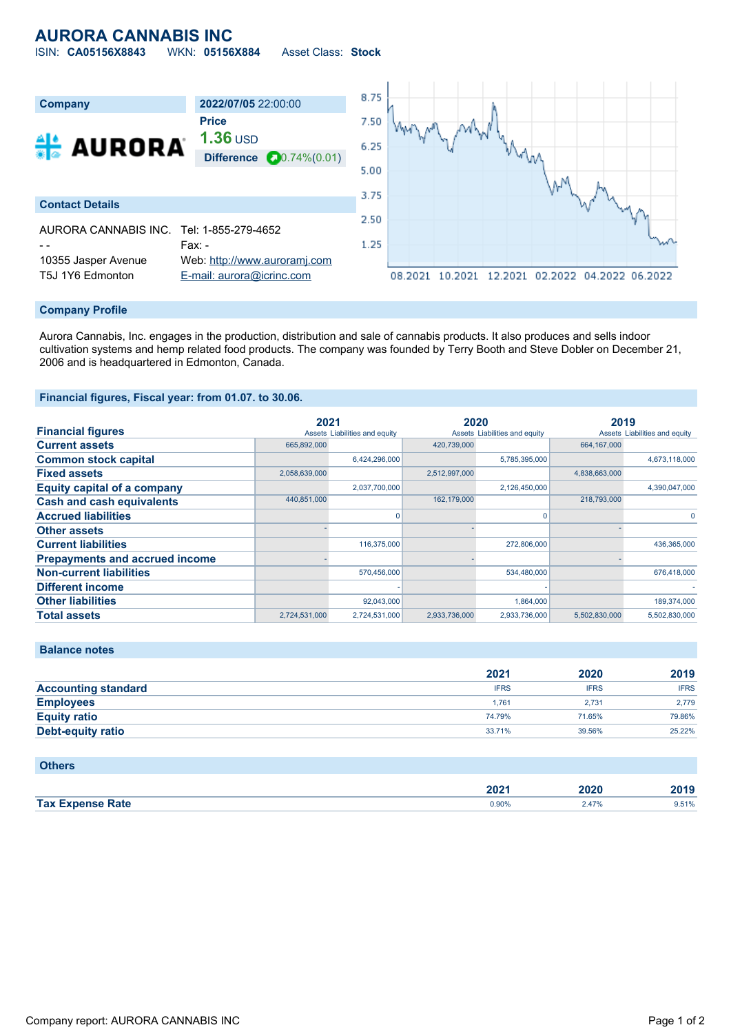# AURORA CANNABIS INC

ISIN: **CA05156X8843** WKN: **05156X884** Asset Class: **Stock**

| Company | 2022/07/05 22:00:00 |
|---|---|
| AURORA | **Price** |
| | **1.36** USD |
| | **Difference** 0.74%(0.01) |

## Contact Details

| | |
|---|---|
| AURORA CANNABIS INC. | Tel: 1-855-279-4652 |
| - - | Fax: - |
| 10355 Jasper Avenue | Web: http://www.auroramj.com |
| T5J 1Y6 Edmonton | E-mail: aurora@icrinc.com |

## Company Profile

Aurora Cannabis, Inc. engages in the production, distribution and sale of cannabis products. It also produces and sells indoor cultivation systems and hemp related food products. The company was founded by Terry Booth and Steve Dobler on December 21, 2006 and is headquartered in Edmonton, Canada.

## Financial figures, Fiscal year: from 01.07. to 30.06.

| Financial figures | 2021 | | 2020 | | 2019 | |
|---|---|---|---|---|---|---|
| | Assets | Liabilities and equity | Assets | Liabilities and equity | Assets | Liabilities and equity |
| **Current assets** | 665,892,000 | | 420,739,000 | | 664,167,000 | |
| **Common stock capital** | | 6,424,296,000 | | 5,785,395,000 | | 4,673,118,000 |
| **Fixed assets** | 2,058,639,000 | | 2,512,997,000 | | 4,838,663,000 | |
| **Equity capital of a company** | | 2,037,700,000 | | 2,126,450,000 | | 4,390,047,000 |
| **Cash and cash equivalents** | 440,851,000 | | 162,179,000 | | 218,793,000 | |
| **Accrued liabilities** | | 0 | | 0 | | 0 |
| **Other assets** | - | | - | | - | |
| **Current liabilities** | | 116,375,000 | | 272,806,000 | | 436,365,000 |
| **Prepayments and accrued income** | - | | - | | - | |
| **Non-current liabilities** | | 570,456,000 | | 534,480,000 | | 676,418,000 |
| **Different income** | | - | | - | | - |
| **Other liabilities** | | 92,043,000 | | 1,864,000 | | 189,374,000 |
| **Total assets** | 2,724,531,000 | 2,724,531,000 | 2,933,736,000 | 2,933,736,000 | 5,502,830,000 | 5,502,830,000 |

## Balance notes

| | 2021 | 2020 | 2019 |
|---|---|---|---|
| **Accounting standard** | IFRS | IFRS | IFRS |
| **Employees** | 1,761 | 2,731 | 2,779 |
| **Equity ratio** | 74.79% | 71.65% | 79.86% |
| **Debt-equity ratio** | 33.71% | 39.56% | 25.22% |

## Others

| | 2021 | 2020 | 2019 |
|---|---|---|---|
| **Tax Expense Rate** | 0.90% | 2.47% | 9.51% |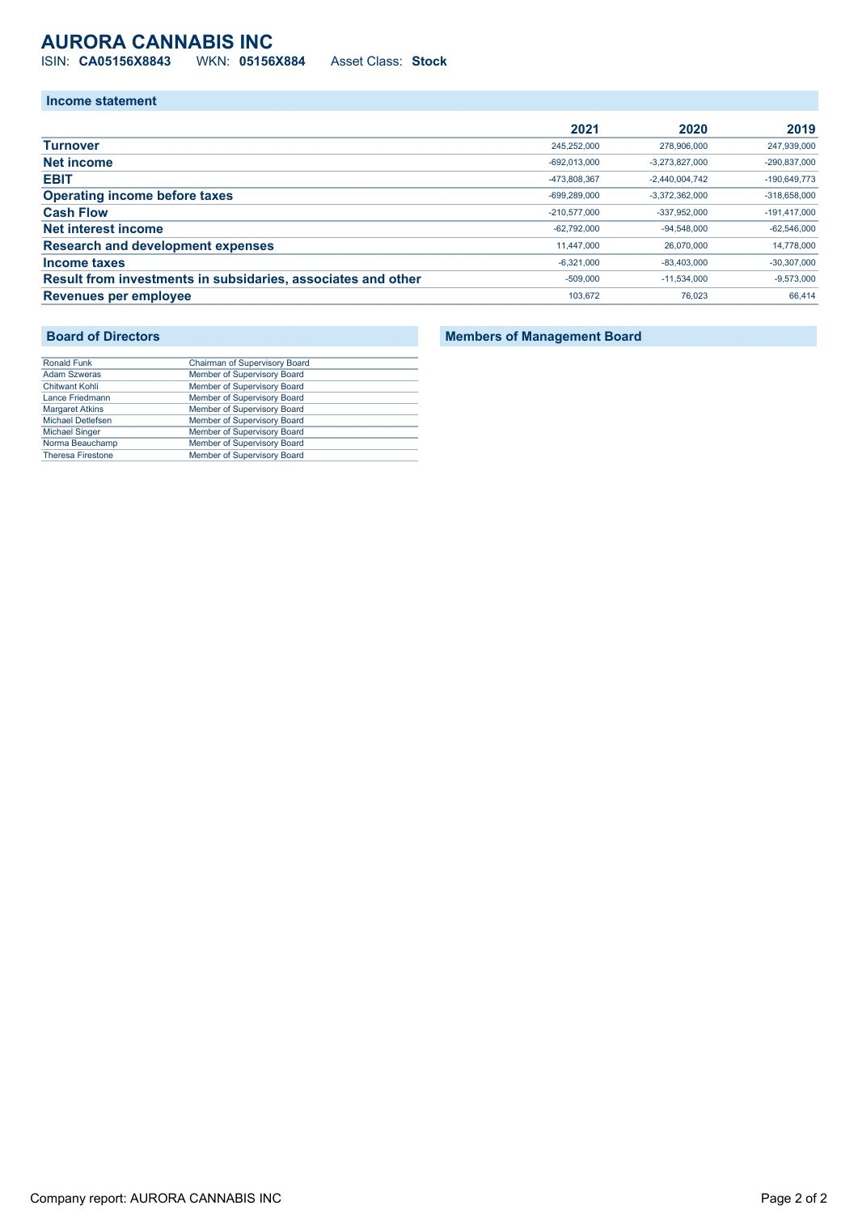# AURORA CANNABIS INC

ISIN: **CA05156X8843** WKN: **05156X884** Asset Class: **Stock**

## Income statement

| | 2021 | 2020 | 2019 |
|---|---|---|---|
| **Turnover** | 245,252,000 | 278,906,000 | 247,939,000 |
| **Net income** | -692,013,000 | -3,273,827,000 | -290,837,000 |
| **EBIT** | -473,808,367 | -2,440,004,742 | -190,649,773 |
| **Operating income before taxes** | -699,289,000 | -3,372,362,000 | -318,658,000 |
| **Cash Flow** | -210,577,000 | -337,952,000 | -191,417,000 |
| **Net interest income** | -62,792,000 | -94,548,000 | -62,546,000 |
| **Research and development expenses** | 11,447,000 | 26,070,000 | 14,778,000 |
| **Income taxes** | -6,321,000 | -83,403,000 | -30,307,000 |
| **Result from investments in subsidaries, associates and other** | -509,000 | -11,534,000 | -9,573,000 |
| **Revenues per employee** | 103,672 | 76,023 | 66,414 |

## Board of Directors

| | |
|---|---|
| Ronald Funk | Chairman of Supervisory Board |
| Adam Szweras | Member of Supervisory Board |
| Chitwant Kohli | Member of Supervisory Board |
| Lance Friedmann | Member of Supervisory Board |
| Margaret Atkins | Member of Supervisory Board |
| Michael Detlefsen | Member of Supervisory Board |
| Michael Singer | Member of Supervisory Board |
| Norma Beauchamp | Member of Supervisory Board |
| Theresa Firestone | Member of Supervisory Board |

## Members of Management Board